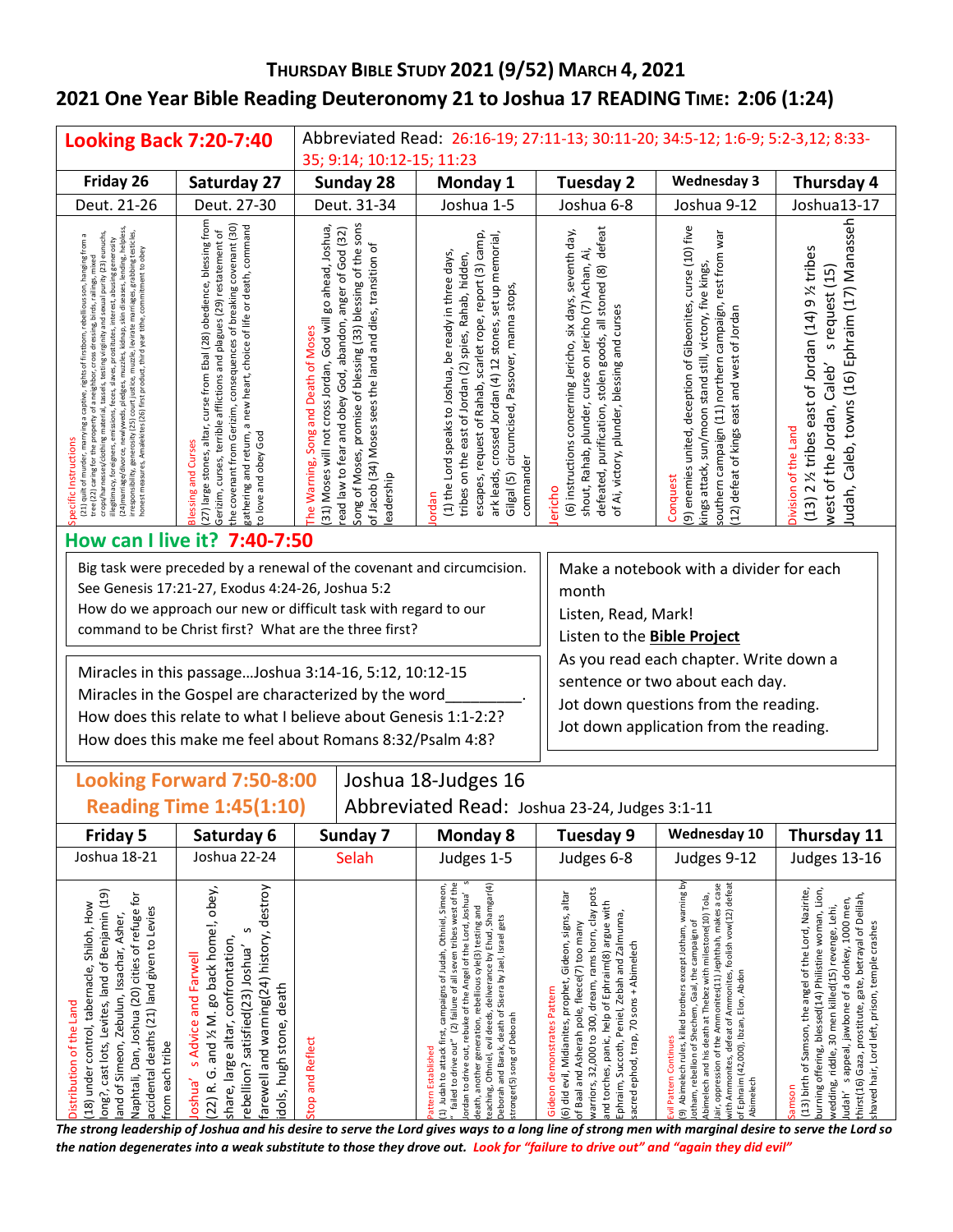# THURSDAY BIBLE STUDY 2021 (9/52) MARCH 4, 2021

## 2021 One Year Bible Reading Deuteronomy 21 to Joshua 17 READING TIME: 2:06 (1:24)

**Looking Back 7:20-7:40**

Abbreviated Read: 26:16-19; 27:11-13; 30:11-20; 34:5-12; 1:6-9; 5:2-3,12; 8:33-35; 9:14; 10:12-15; 11:23

| Friday 26 | Saturday 27 | Sunday 28 | Monday 1 | Tuesday 2 | Wednesday 3 | Thursday 4 |
|---|---|---|---|---|---|---|
| Deut. 21-26 | Deut. 27-30 | Deut. 31-34 | Joshua 1-5 | Joshua 6-8 | Joshua 9-12 | Joshua13-17 |
| Specific Instructions (21) guilt of murder, marrying a captive, rights of firstborn, rebellious son, hanging from a tree (22) caring for the property of a neighbor, cross dressing, birds, railings, mixed crops/harnesses/clothing material, tassels, testing virginity and sexual purity (23) eunuchs illegitimacy, foreigners, emissions, feces, slaves, prostitutes, interest, abusing generosity (24)marriage/divorce, newlyweds, pledges, muzzles, kidnap, skin diseases, lending, helpless, irresponsibility, generosity (25) court justice, muzzle, levirate marriages, grabbing testicles, honest measures, Amalekites (26) first product, third year tithe, commitment to obey | Blessing and Curses (27) large stones, altar, curse from Ebal (28) obedience, blessing from Gerizim, curses, terrible afflictions and plagues (29) restatement of the covenant from Gerizim, consequences of breaking covenant (30) gathering and return, a new heart, choice of life or death, command to love and obey God | The Warning, Song and Death of Moses (31) Moses will not cross Jordan, God will go ahead, Joshua, read law to fear and obey God, abandon, anger of God (32) Song of Moses, promise of blessing (33) blessing of the sons of Jacob (34) Moses sees the land and dies, transition of leadership | Jordan (1) the Lord speaks to Joshua, be ready in three days, tribes on the east of Jordan (2) spies, Rahab, hidden, escapes, request of Rahab, scarlet rope, report (3) camp, ark leads, crossed Jordan (4) 12 stones, set up memorial, Gilgal (5) circumcised, Passover, manna stops, commander | Jericho (6) instructions concerning Jericho, six days, seventh day, shout, Rahab, plunder, curse on Jericho (7) Achan, Ai, defeated, purification, stolen goods, all stoned (8) defeat of Ai, victory, plunder, blessing and curses | Conquest (9) enemies united, deception of Gibeonites, curse (10) five kings attack, sun/moon stand still, victory, five kings, southern campaign (11) northern campaign, rest from war (12) defeat of kings east and west of Jordan | Division of the Land (13) 2 ½ tribes east of Jordan (14) 9 ½ tribes west of the Jordan, Caleb's request (15) Judah, Caleb, towns (16) Ephraim (17) Manasseh |

**How can I live it? 7:40-7:50**

Big task were preceded by a renewal of the covenant and circumcision. See Genesis 17:21-27, Exodus 4:24-26, Joshua 5:2
How do we approach our new or difficult task with regard to our command to be Christ first? What are the three first?

Miracles in this passage…Joshua 3:14-16, 5:12, 10:12-15
Miracles in the Gospel are characterized by the word_________.
How does this relate to what I believe about Genesis 1:1-2:2?
How does this make me feel about Romans 8:32/Psalm 4:8?

Make a notebook with a divider for each month
Listen, Read, Mark!
Listen to the **Bible Project**
As you read each chapter. Write down a sentence or two about each day.
Jot down questions from the reading.
Jot down application from the reading.

**Looking Forward 7:50-8:00**
**Reading Time 1:45(1:10)**

Joshua 18-Judges 16
Abbreviated Read: Joshua 23-24, Judges 3:1-11

| Friday 5 | Saturday 6 | Sunday 7 | Monday 8 | Tuesday 9 | Wednesday 10 | Thursday 11 |
|---|---|---|---|---|---|---|
| Joshua 18-21 | Joshua 22-24 | Selah | Judges 1-5 | Judges 6-8 | Judges 9-12 | Judges 13-16 |
| Distribution of the Land (18) under control, tabernacle, Shiloh, How long?, cast lots, Levites, land of Benjamin (19) land of Simeon, Zebulun, Issachar, Asher, Naphtali, Dan, Joshua (20) cities of refuge for accidental deaths (21) land given to Levites from each tribe | Joshua's Advice and Farwell (22) R. G. and ½ M. go back home!, obey, share, large altar, confrontation, rebellion? satisfied(23) Joshua's farewell and warning(24) history, destroy idols, hugh stone, death | Stop and Reflect | Pattern Established (1) Judah to attack first, campaigns of Judah, Othniel, Simeon, "failed to drive out" (2) failure of all seven tribes west of the Jordan to drive out, rebuke of the Angel of the Lord, Joshua's death, another generation, rebellious cycle(3) testing and teaching, Othniel, evil deeds, deliverance by Ehud, Shamgar(4) Deborah and Barak, death of Sisera by Jael, Israel gets stronger(5) song of Deborah | Gideon demonstrates Pattern (6) did evil, Midianites, prophet, Gideon, signs, altar of Baal and Asherah pole, fleece(7) too many warriors, 32,000 to 300, dream, rams horn, clay pots and torches, panic, help of Ephraim(8) argue with Ephraim, Succoth, Peniel, Zebah and Zalmunna, sacred ephod, trap, 70 sons + Abimelech | Evil Pattern Continues (9) Abimelech rules, killed brothers except Jotham, warning by Jotham, rebellion of Shechem, Gaal, the campaign of Abimelech and his death at Thebez with millstone(10) Tola, Jair, oppression of the Ammonites(11) Jephthah, makes a case with Ammonites, defeat of Ammonites, foolish vow(12) defeat of Ephraim (42,000), Ibzan, Elon, Abdon | Samson (13) birth of Samson, the angel of the Lord, Nazirite, burning offering, blessed(14) Philistine woman, Lion, wedding, riddle, 30 men killed(15) revenge, Lehi, Judah's appeal, jawbone of a donkey, 1000 men, thirst(16) Gaza, prostitute, gate, betrayal of Delilah, shaved hair, Lord left, prison, temple crashes |

*The strong leadership of Joshua and his desire to serve the Lord gives ways to a long line of strong men with marginal desire to serve the Lord so the nation degenerates into a weak substitute to those they drove out. Look for "failure to drive out" and "again they did evil"*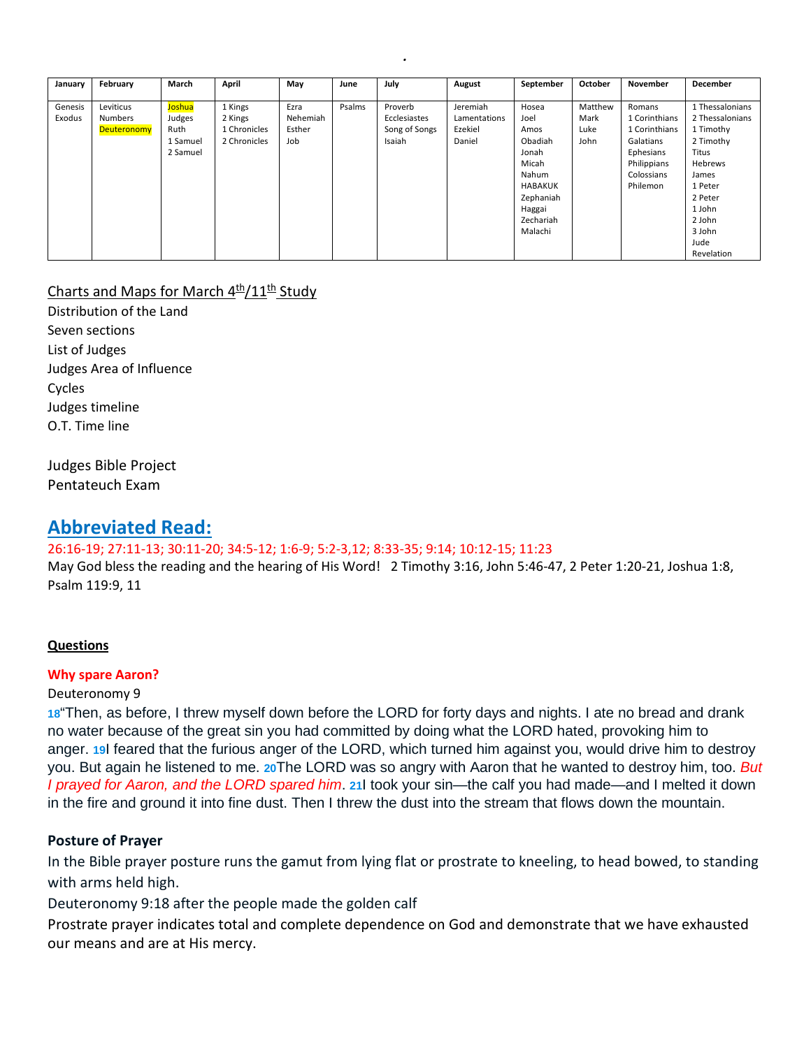| January | February | March | April | May | June | July | August | September | October | November | December |
|---|---|---|---|---|---|---|---|---|---|---|---|
| Genesis<br>Exodus | Leviticus<br>Numbers<br>Deuteronomy | Joshua<br>Judges<br>Ruth<br>1 Samuel<br>2 Samuel | 1 Kings<br>2 Kings<br>1 Chronicles<br>2 Chronicles | Ezra<br>Nehemiah<br>Esther<br>Job | Psalms | Proverb<br>Ecclesiastes<br>Song of Songs<br>Isaiah | Jeremiah<br>Lamentations<br>Ezekiel<br>Daniel | Hosea<br>Joel<br>Amos<br>Obadiah<br>Jonah<br>Micah<br>Nahum<br>HABAKUK<br>Zephaniah<br>Haggai<br>Zechariah<br>Malachi | Matthew<br>Mark<br>Luke<br>John | Romans<br>1 Corinthians<br>1 Corinthians<br>Galatians<br>Ephesians<br>Philippians<br>Colossians<br>Philemon | 1 Thessalonians<br>2 Thessalonians<br>1 Timothy<br>2 Timothy<br>Titus<br>Hebrews<br>James<br>1 Peter<br>2 Peter<br>1 John<br>2 John<br>3 John<br>Jude<br>Revelation |

Charts and Maps for March 4th/11th Study

Distribution of the Land
Seven sections
List of Judges
Judges Area of Influence
Cycles
Judges timeline
O.T. Time line

Judges Bible Project
Pentateuch Exam

## Abbreviated Read:

26:16-19; 27:11-13; 30:11-20; 34:5-12; 1:6-9; 5:2-3,12; 8:33-35; 9:14; 10:12-15; 11:23

May God bless the reading and the hearing of His Word! 2 Timothy 3:16, John 5:46-47, 2 Peter 1:20-21, Joshua 1:8, Psalm 119:9, 11

**Questions**

**Why spare Aaron?**

Deuteronomy 9

18"Then, as before, I threw myself down before the LORD for forty days and nights. I ate no bread and drank no water because of the great sin you had committed by doing what the LORD hated, provoking him to anger. 19I feared that the furious anger of the LORD, which turned him against you, would drive him to destroy you. But again he listened to me. 20The LORD was so angry with Aaron that he wanted to destroy him, too. *But I prayed for Aaron, and the LORD spared him*. 21I took your sin—the calf you had made—and I melted it down in the fire and ground it into fine dust. Then I threw the dust into the stream that flows down the mountain.

**Posture of Prayer**

In the Bible prayer posture runs the gamut from lying flat or prostrate to kneeling, to head bowed, to standing with arms held high.

Deuteronomy 9:18 after the people made the golden calf

Prostrate prayer indicates total and complete dependence on God and demonstrate that we have exhausted our means and are at His mercy.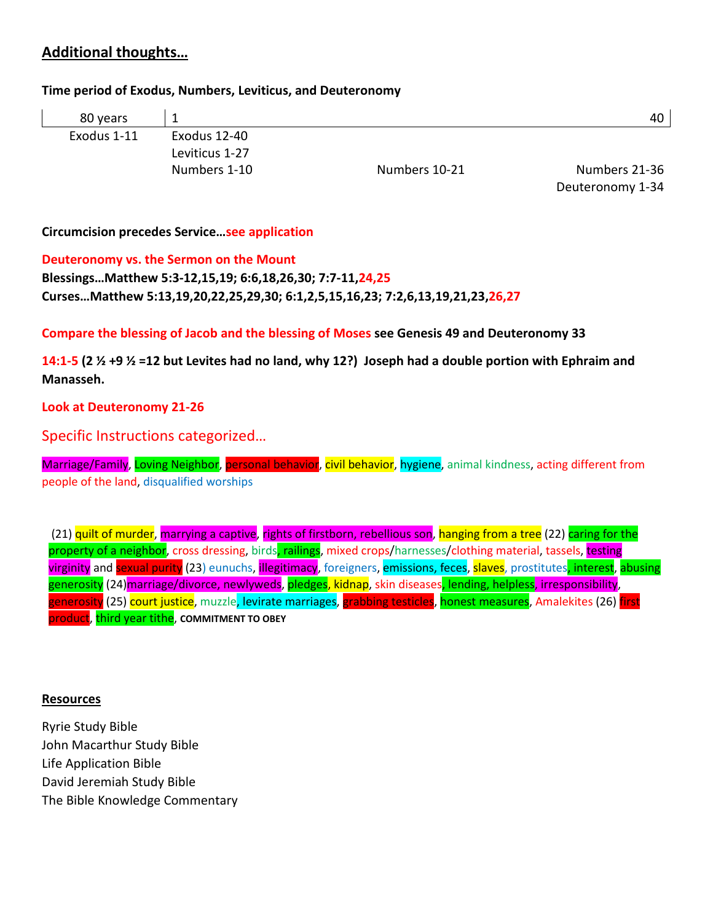## Additional thoughts…

**Time period of Exodus, Numbers, Leviticus, and Deuteronomy**

| 80 years | 1 | | 40 |
|---|---|---|---|
| Exodus 1-11 | Exodus 12-40<br>Leviticus 1-27<br>Numbers 1-10 | Numbers 10-21 | Numbers 21-36<br>Deuteronomy 1-34 |

**Circumcision precedes Service…see application**

**Deuteronomy vs. the Sermon on the Mount**
**Blessings…Matthew 5:3-12,15,19; 6:6,18,26,30; 7:7-11,24,25**
**Curses…Matthew 5:13,19,20,22,25,29,30; 6:1,2,5,15,16,23; 7:2,6,13,19,21,23,26,27**

**Compare the blessing of Jacob and the blessing of Moses see Genesis 49 and Deuteronomy 33**

**14:1-5 (2 ½ +9 ½ =12 but Levites had no land, why 12?) Joseph had a double portion with Ephraim and Manasseh.**

**Look at Deuteronomy 21-26**

### Specific Instructions categorized…

Marriage/Family, Loving Neighbor, personal behavior, civil behavior, hygiene, animal kindness, acting different from people of the land, disqualified worships

(21) guilt of murder, marrying a captive, rights of firstborn, rebellious son, hanging from a tree (22) caring for the property of a neighbor, cross dressing, birds, railings, mixed crops/harnesses/clothing material, tassels, testing virginity and sexual purity (23) eunuchs, illegitimacy, foreigners, emissions, feces, slaves, prostitutes, interest, abusing generosity (24) marriage/divorce, newlyweds, pledges, kidnap, skin diseases, lending, helpless, irresponsibility, generosity (25) court justice, muzzle, levirate marriages, grabbing testicles, honest measures, Amalekites (26) first product, third year tithe, **COMMITMENT TO OBEY**

## Resources

Ryrie Study Bible
John Macarthur Study Bible
Life Application Bible
David Jeremiah Study Bible
The Bible Knowledge Commentary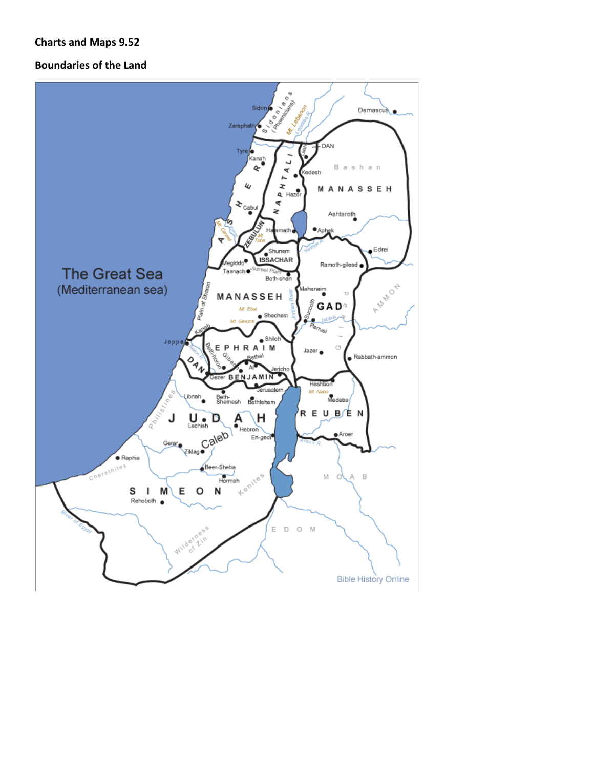**Charts and Maps 9.52**

**Boundaries of the Land**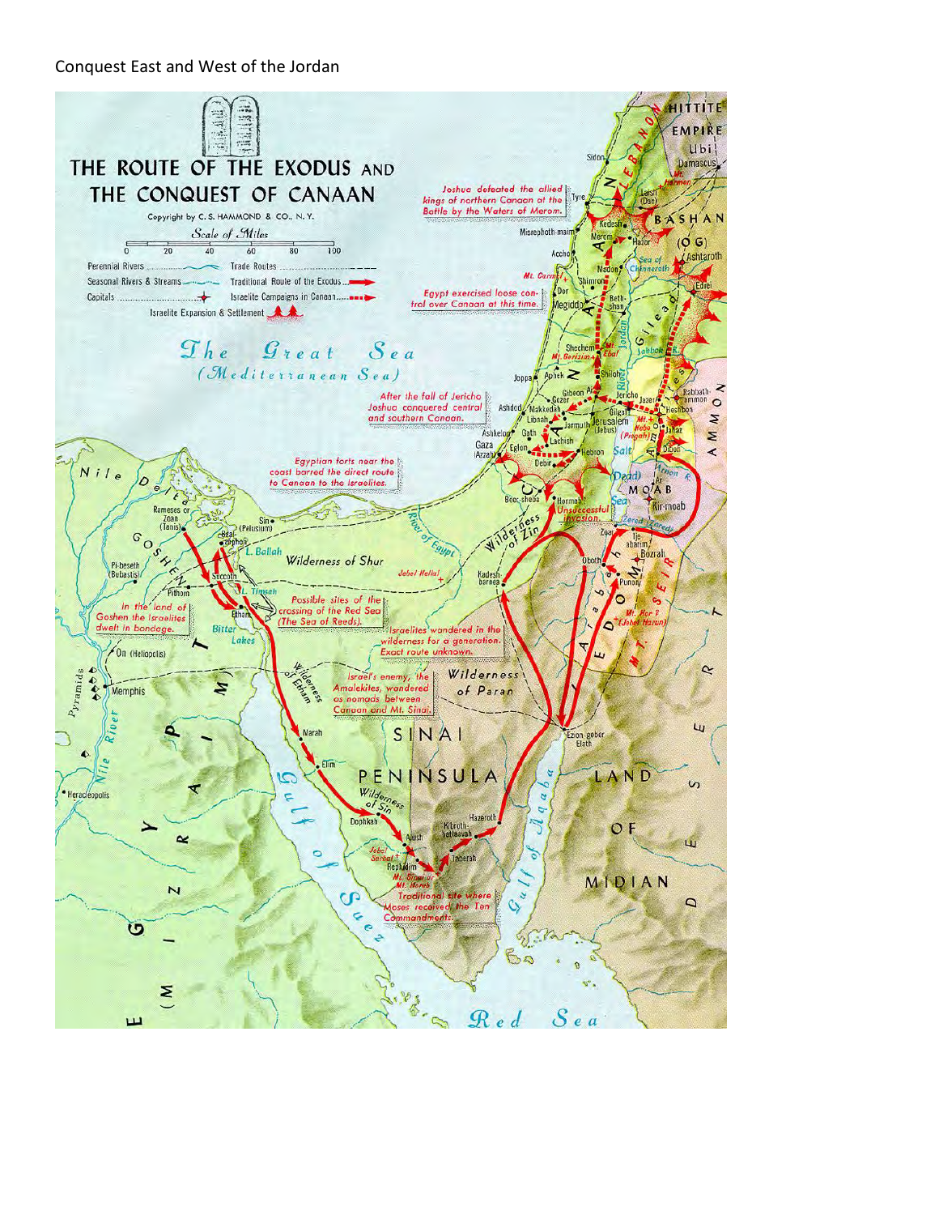Conquest East and West of the Jordan

THE ROUTE OF THE EXODUS AND THE CONQUEST OF CANAAN

Copyright by C. S. HAMMOND & CO., N. Y.

Scale of Miles

0 20 40 60 80 100

Perennial Rivers

Seasonal Rivers & Streams

Capitals

Trade Routes

Traditional Route of the Exodus

Israelite Campaigns in Canaan

Israelite Expansion & Settlement

Joshua defeated the allied kings of northern Canaan at the Battle by the Waters of Merom.

Egypt exercised loose control over Canaan at this time.

After the fall of Jericho Joshua conquered central and southern Canaan.

Egyptian forts near the coast barred the direct route to Canaan to the Israelites.

In the land of Goshen the Israelites dwelt in bondage.

Possible sites of the crossing of the Red Sea (The Sea of Reeds).

Israelites wandered in the wilderness for a generation. Exact route unknown.

Israel's enemy, the Amalekites, wandered as nomads between Canaan and Mt. Sinai.

Traditional site where Moses received the Ten Commandments.

Unsuccessful invasion.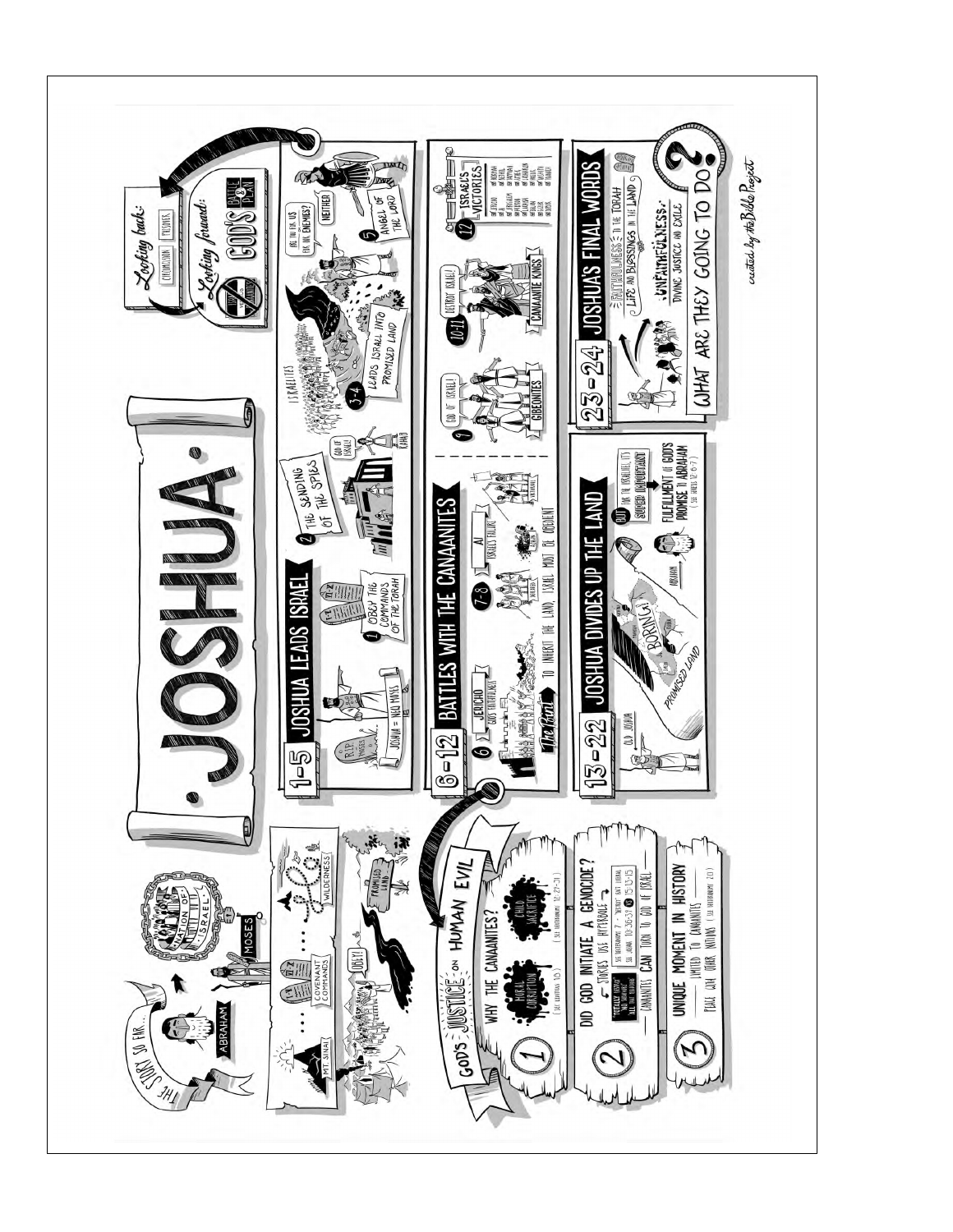# JOSHUA

THE STORY SO FAR...

ABRAHAM

MOSES

NATION OF ISRAEL

MT. SINAI

COVENANT COMMANDS

OBEY!

WILDERNESS

PROMISED LAND

Looking back: CIRCUMCISION PASSOVER

Looking forward: GOD'S BATTLE PLAN

## 1-5 JOSHUA LEADS ISRAEL

R.I.P. MOSES

JOSHUA = NEW MOSES

1 OBEY THE COMMANDS OF THE TORAH

2 THE SENDING OF THE SPIES

GOD OF ISRAEL!

RAHAB

ISRAELITES

3-4 LEADS ISRAEL INTO PROMISED LAND

ARE YOU FOR US OR OUR ENEMIES?

NEITHER

5 ANGEL OF THE LORD

## 6-12 BATTLES WITH THE CANAANITES

6 JERICHO — GOD'S FAITHFULNESS

7-8 AI — ISRAEL'S FAILURE

ACHAN

The Point: TO INHERIT THE LAND, ISRAEL MUST BE OBEDIENT

9 GOD OF ISRAEL! — GIBEONITES

10-11 DESTROY ISRAEL! — CANAANITE KINGS

12 ISRAEL'S VICTORIES

## 13-22 JOSHUA DIVIDES UP THE LAND

OLD JOSHUA

BORING!

PROMISED LAND

ABRAHAM

BUT FOR THE ISRAELITES, IT'S SUPER IMPORTANT

FULFILLMENT OF GOD'S PROMISE TO ABRAHAM (SEE GENESIS 12:6-7)

## 23-24 JOSHUA'S FINAL WORDS

FAITHFULNESS TO THE TORAH — LIFE AND BLESSINGS IN THE LAND

UNFAITHFULNESS: DIVINE JUSTICE AND EXILE

WHAT ARE THEY GOING TO DO?

## GOD'S JUSTICE ON HUMAN EVIL

1 WHY THE CANAANITES?

MORAL CORRUPTION (SEE LEVITICUS 18)

CHILD SACRIFICE (SEE DEUTERONOMY 12:29-31)

2 DID GOD INITIATE A GENOCIDE?

← STORIES USE HYPERBOLE →

"TOTALLY DESTROY" "NO SURVIVORS" "ALL THE INHABITANTS"

SEE DEUTERONOMY 7 — "DESTROY" BUT LITERAL

SEE JOSHUA 10:36-37 VS 15:13-15

CANAANITES CAN TURN TO GOD OF ISRAEL

3 UNIQUE MOMENT IN HISTORY

LIMITED TO CANAANITES

PEACE WITH OTHER NATIONS (SEE DEUTERONOMY 20)

created by the Bible Project